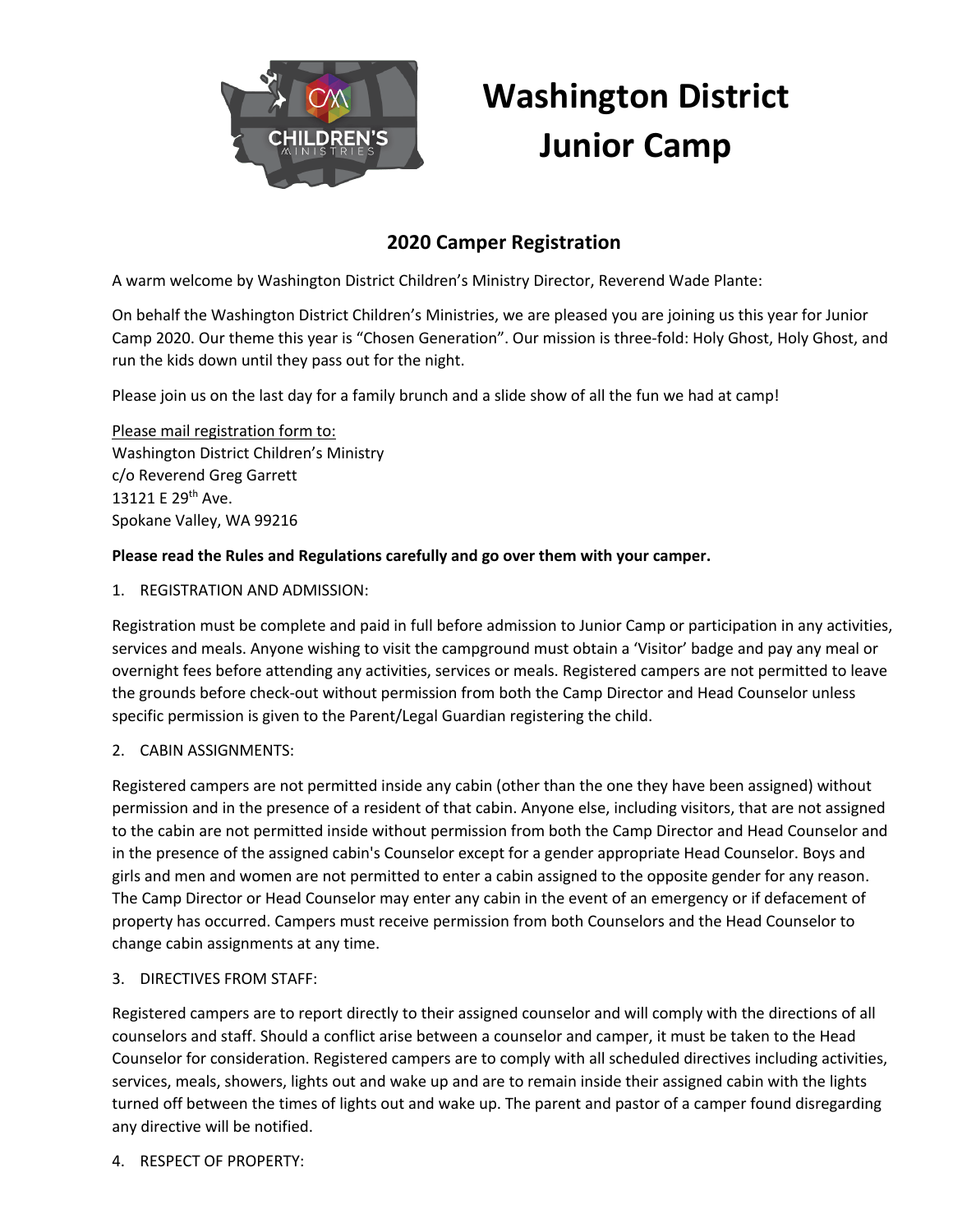# Washington District Junior Camp

## 2020 Camper Registration

A warm welcome by Washington District Children's Ministry Director, Reverend Wade Plante:

On behalf the Washington District Children's Ministries, we are pleased you are joining us this year for Junior Camp 2020. Our theme this year is "Chosen Generation". Our mission is three-fold: Holy Ghost, Holy Ghost, and run the kids down until they pass out for the night.

Please join us on the last day for a family brunch and a slide show of all the fun we had at camp!

Please mail registration form to:
Washington District Children's Ministry
c/o Reverend Greg Garrett
13121 E 29th Ave.
Spokane Valley, WA 99216

**Please read the Rules and Regulations carefully and go over them with your camper.**

1. REGISTRATION AND ADMISSION:

Registration must be complete and paid in full before admission to Junior Camp or participation in any activities, services and meals. Anyone wishing to visit the campground must obtain a 'Visitor' badge and pay any meal or overnight fees before attending any activities, services or meals. Registered campers are not permitted to leave the grounds before check-out without permission from both the Camp Director and Head Counselor unless specific permission is given to the Parent/Legal Guardian registering the child.

2. CABIN ASSIGNMENTS:

Registered campers are not permitted inside any cabin (other than the one they have been assigned) without permission and in the presence of a resident of that cabin. Anyone else, including visitors, that are not assigned to the cabin are not permitted inside without permission from both the Camp Director and Head Counselor and in the presence of the assigned cabin's Counselor except for a gender appropriate Head Counselor. Boys and girls and men and women are not permitted to enter a cabin assigned to the opposite gender for any reason. The Camp Director or Head Counselor may enter any cabin in the event of an emergency or if defacement of property has occurred. Campers must receive permission from both Counselors and the Head Counselor to change cabin assignments at any time.

3. DIRECTIVES FROM STAFF:

Registered campers are to report directly to their assigned counselor and will comply with the directions of all counselors and staff. Should a conflict arise between a counselor and camper, it must be taken to the Head Counselor for consideration. Registered campers are to comply with all scheduled directives including activities, services, meals, showers, lights out and wake up and are to remain inside their assigned cabin with the lights turned off between the times of lights out and wake up. The parent and pastor of a camper found disregarding any directive will be notified.

4. RESPECT OF PROPERTY: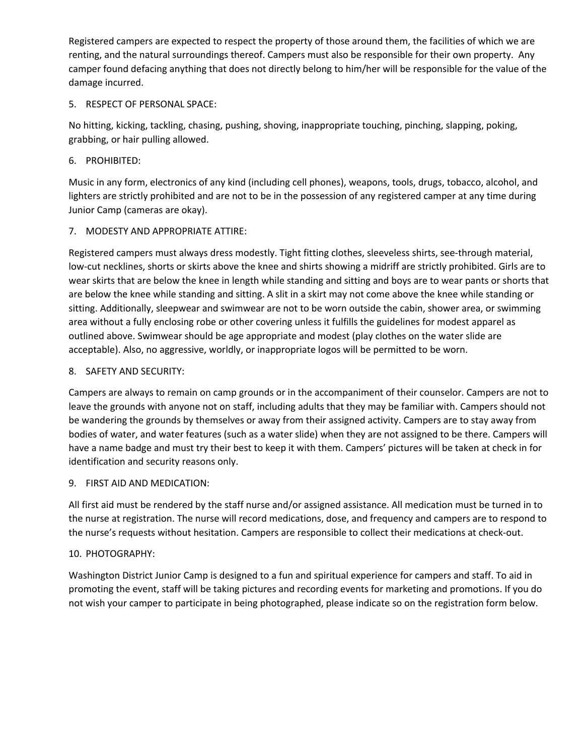Registered campers are expected to respect the property of those around them, the facilities of which we are renting, and the natural surroundings thereof. Campers must also be responsible for their own property. Any camper found defacing anything that does not directly belong to him/her will be responsible for the value of the damage incurred.

5. RESPECT OF PERSONAL SPACE:

No hitting, kicking, tackling, chasing, pushing, shoving, inappropriate touching, pinching, slapping, poking, grabbing, or hair pulling allowed.

6. PROHIBITED:

Music in any form, electronics of any kind (including cell phones), weapons, tools, drugs, tobacco, alcohol, and lighters are strictly prohibited and are not to be in the possession of any registered camper at any time during Junior Camp (cameras are okay).

7. MODESTY AND APPROPRIATE ATTIRE:

Registered campers must always dress modestly. Tight fitting clothes, sleeveless shirts, see-through material, low-cut necklines, shorts or skirts above the knee and shirts showing a midriff are strictly prohibited. Girls are to wear skirts that are below the knee in length while standing and sitting and boys are to wear pants or shorts that are below the knee while standing and sitting. A slit in a skirt may not come above the knee while standing or sitting. Additionally, sleepwear and swimwear are not to be worn outside the cabin, shower area, or swimming area without a fully enclosing robe or other covering unless it fulfills the guidelines for modest apparel as outlined above. Swimwear should be age appropriate and modest (play clothes on the water slide are acceptable). Also, no aggressive, worldly, or inappropriate logos will be permitted to be worn.

8. SAFETY AND SECURITY:

Campers are always to remain on camp grounds or in the accompaniment of their counselor. Campers are not to leave the grounds with anyone not on staff, including adults that they may be familiar with. Campers should not be wandering the grounds by themselves or away from their assigned activity. Campers are to stay away from bodies of water, and water features (such as a water slide) when they are not assigned to be there. Campers will have a name badge and must try their best to keep it with them. Campers' pictures will be taken at check in for identification and security reasons only.

9. FIRST AID AND MEDICATION:

All first aid must be rendered by the staff nurse and/or assigned assistance. All medication must be turned in to the nurse at registration. The nurse will record medications, dose, and frequency and campers are to respond to the nurse's requests without hesitation. Campers are responsible to collect their medications at check-out.

10. PHOTOGRAPHY:

Washington District Junior Camp is designed to a fun and spiritual experience for campers and staff. To aid in promoting the event, staff will be taking pictures and recording events for marketing and promotions. If you do not wish your camper to participate in being photographed, please indicate so on the registration form below.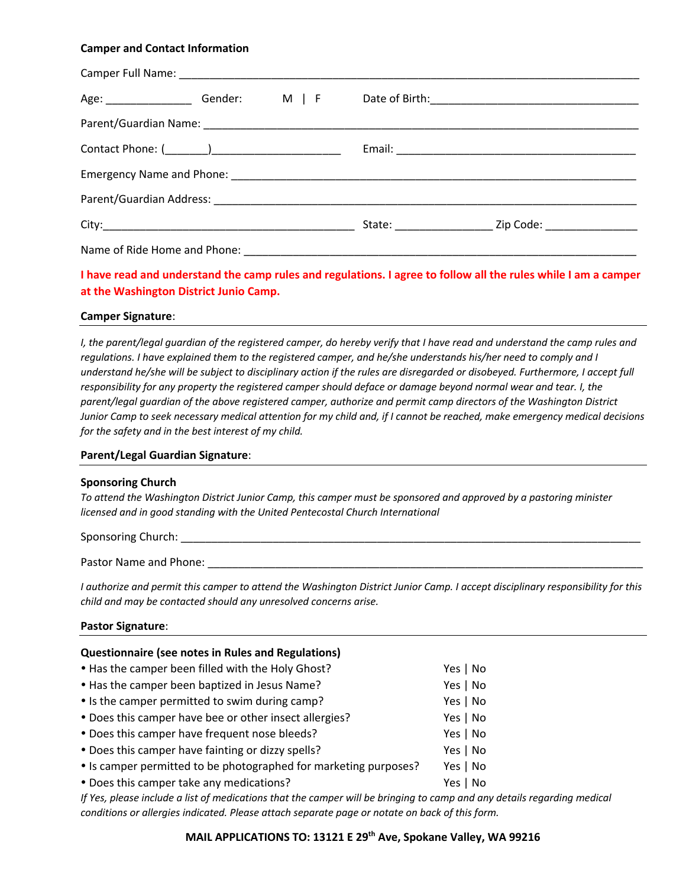**Camper and Contact Information**

Camper Full Name: ___________________________________________________________________________

Age: ______________ Gender: M | F Date of Birth: _________________________________

Parent/Guardian Name: _______________________________________________________________________

Contact Phone: (_______)____________________ Email: _______________________________________

Emergency Name and Phone: ___________________________________________________________________

Parent/Guardian Address: ____________________________________________________________________

City: ________________________________________ State: _______________ Zip Code: _______________

Name of Ride Home and Phone: ________________________________________________________________

**I have read and understand the camp rules and regulations. I agree to follow all the rules while I am a camper at the Washington District Junio Camp.**

**Camper Signature**: ____________________________________________________________________________

*I, the parent/legal guardian of the registered camper, do hereby verify that I have read and understand the camp rules and regulations. I have explained them to the registered camper, and he/she understands his/her need to comply and I understand he/she will be subject to disciplinary action if the rules are disregarded or disobeyed. Furthermore, I accept full responsibility for any property the registered camper should deface or damage beyond normal wear and tear. I, the parent/legal guardian of the above registered camper, authorize and permit camp directors of the Washington District Junior Camp to seek necessary medical attention for my child and, if I cannot be reached, make emergency medical decisions for the safety and in the best interest of my child.*

**Parent/Legal Guardian Signature**: ____________________________________________________________

**Sponsoring Church**

*To attend the Washington District Junior Camp, this camper must be sponsored and approved by a pastoring minister licensed and in good standing with the United Pentecostal Church International*

Sponsoring Church: __________________________________________________________________________

Pastor Name and Phone: ______________________________________________________________________

*I authorize and permit this camper to attend the Washington District Junior Camp. I accept disciplinary responsibility for this child and may be contacted should any unresolved concerns arise.*

**Pastor Signature**: ____________________________________________________________________________

**Questionnaire (see notes in Rules and Regulations)**

- Has the camper been filled with the Holy Ghost? Yes | No
- Has the camper been baptized in Jesus Name? Yes | No
- Is the camper permitted to swim during camp? Yes | No
- Does this camper have bee or other insect allergies? Yes | No
- Does this camper have frequent nose bleeds? Yes | No
- Does this camper have fainting or dizzy spells? Yes | No
- Is camper permitted to be photographed for marketing purposes? Yes | No
- Does this camper take any medications? Yes | No

*If Yes, please include a list of medications that the camper will be bringing to camp and any details regarding medical conditions or allergies indicated. Please attach separate page or notate on back of this form.*

**MAIL APPLICATIONS TO: 13121 E 29th Ave, Spokane Valley, WA 99216**